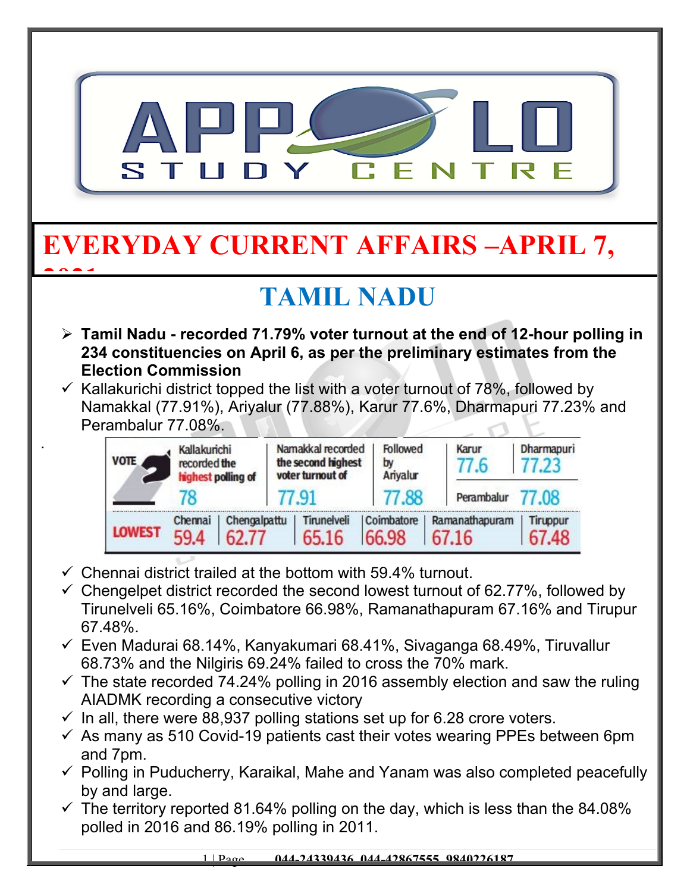# APPOLO STUDY CENTRE

# EVERYDAY CURRENT AFFAIRS –APRIL 7, 2021

## TAMIL NADU

- **Tamil Nadu - recorded 71.79% voter turnout at the end of 12-hour polling in 234 constituencies on April 6, as per the preliminary estimates from the Election Commission**
  - ✓ Kallakurichi district topped the list with a voter turnout of 78%, followed by Namakkal (77.91%), Ariyalur (77.88%), Karur 77.6%, Dharmapuri 77.23% and Perambalur 77.08%.

| VOTE | Kallakurichi recorded the highest polling of | Namakkal recorded the second highest voter turnout of | Followed by Ariyalur | Karur | Dharmapuri | Perambalur |
|---|---|---|---|---|---|---|
| | 78 | 77.91 | 77.88 | 77.6 | 77.23 | 77.08 |

| LOWEST | Chennai | Chengalpattu | Tirunelveli | Coimbatore | Ramanathapuram | Tiruppur |
|---|---|---|---|---|---|---|
| | 59.4 | 62.77 | 65.16 | 66.98 | 67.16 | 67.48 |

  - ✓ Chennai district trailed at the bottom with 59.4% turnout.
  - ✓ Chengelpet district recorded the second lowest turnout of 62.77%, followed by Tirunelveli 65.16%, Coimbatore 66.98%, Ramanathapuram 67.16% and Tirupur 67.48%.
  - ✓ Even Madurai 68.14%, Kanyakumari 68.41%, Sivaganga 68.49%, Tiruvallur 68.73% and the Nilgiris 69.24% failed to cross the 70% mark.
  - ✓ The state recorded 74.24% polling in 2016 assembly election and saw the ruling AIADMK recording a consecutive victory
  - ✓ In all, there were 88,937 polling stations set up for 6.28 crore voters.
  - ✓ As many as 510 Covid-19 patients cast their votes wearing PPEs between 6pm and 7pm.
  - ✓ Polling in Puducherry, Karaikal, Mahe and Yanam was also completed peacefully by and large.
  - ✓ The territory reported 81.64% polling on the day, which is less than the 84.08% polled in 2016 and 86.19% polling in 2011.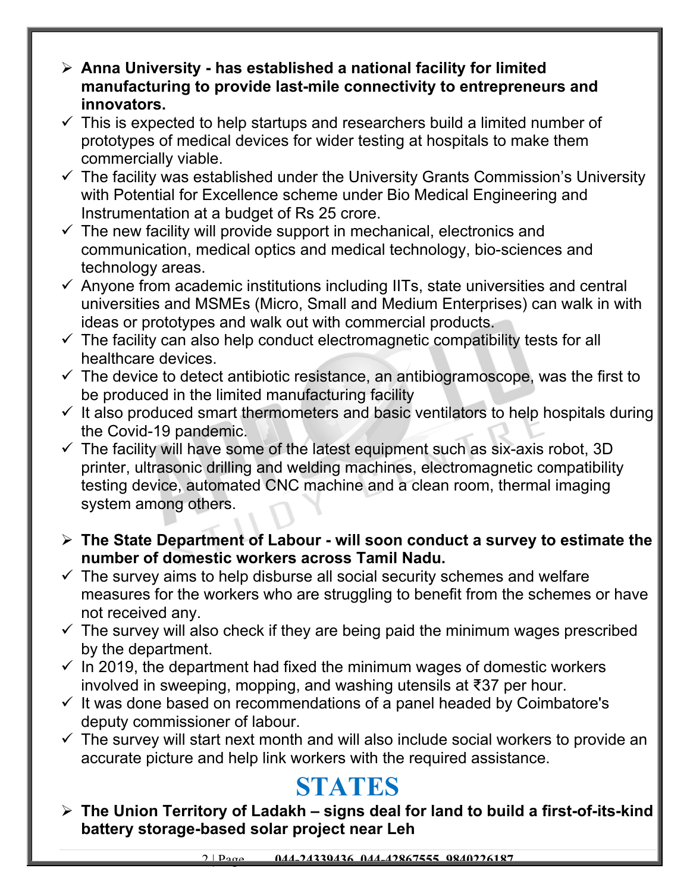- **Anna University - has established a national facility for limited manufacturing to provide last-mile connectivity to entrepreneurs and innovators.**
  - ✓ This is expected to help startups and researchers build a limited number of prototypes of medical devices for wider testing at hospitals to make them commercially viable.
  - ✓ The facility was established under the University Grants Commission's University with Potential for Excellence scheme under Bio Medical Engineering and Instrumentation at a budget of Rs 25 crore.
  - ✓ The new facility will provide support in mechanical, electronics and communication, medical optics and medical technology, bio-sciences and technology areas.
  - ✓ Anyone from academic institutions including IITs, state universities and central universities and MSMEs (Micro, Small and Medium Enterprises) can walk in with ideas or prototypes and walk out with commercial products.
  - ✓ The facility can also help conduct electromagnetic compatibility tests for all healthcare devices.
  - ✓ The device to detect antibiotic resistance, an antibiogramoscope, was the first to be produced in the limited manufacturing facility
  - ✓ It also produced smart thermometers and basic ventilators to help hospitals during the Covid-19 pandemic.
  - ✓ The facility will have some of the latest equipment such as six-axis robot, 3D printer, ultrasonic drilling and welding machines, electromagnetic compatibility testing device, automated CNC machine and a clean room, thermal imaging system among others.

- **The State Department of Labour - will soon conduct a survey to estimate the number of domestic workers across Tamil Nadu.**
  - ✓ The survey aims to help disburse all social security schemes and welfare measures for the workers who are struggling to benefit from the schemes or have not received any.
  - ✓ The survey will also check if they are being paid the minimum wages prescribed by the department.
  - ✓ In 2019, the department had fixed the minimum wages of domestic workers involved in sweeping, mopping, and washing utensils at ₹37 per hour.
  - ✓ It was done based on recommendations of a panel headed by Coimbatore's deputy commissioner of labour.
  - ✓ The survey will start next month and will also include social workers to provide an accurate picture and help link workers with the required assistance.

# STATES

- **The Union Territory of Ladakh – signs deal for land to build a first-of-its-kind battery storage-based solar project near Leh**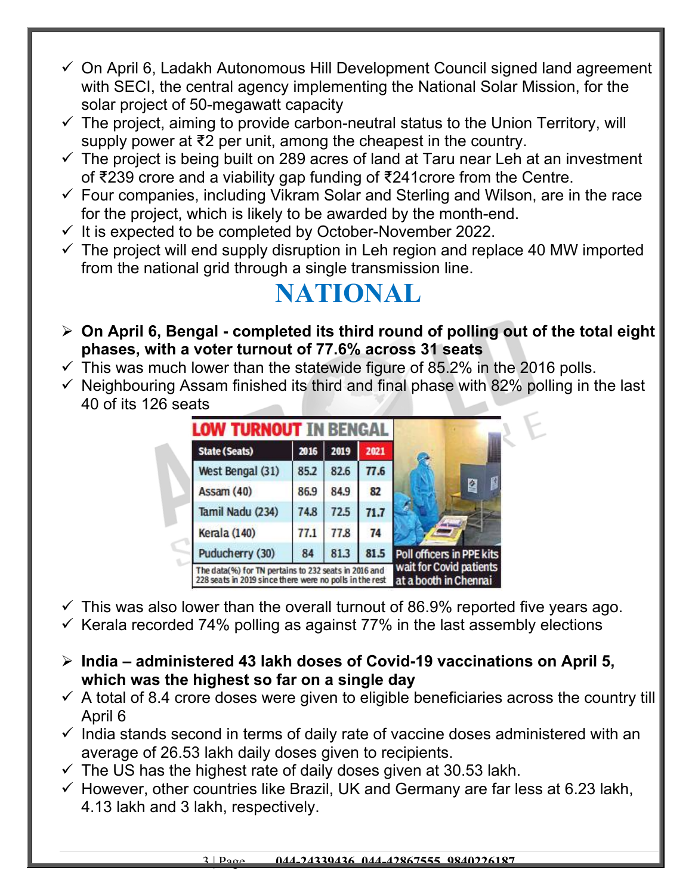- ✓ On April 6, Ladakh Autonomous Hill Development Council signed land agreement with SECI, the central agency implementing the National Solar Mission, for the solar project of 50-megawatt capacity
- ✓ The project, aiming to provide carbon-neutral status to the Union Territory, will supply power at ₹2 per unit, among the cheapest in the country.
- ✓ The project is being built on 289 acres of land at Taru near Leh at an investment of ₹239 crore and a viability gap funding of ₹241crore from the Centre.
- ✓ Four companies, including Vikram Solar and Sterling and Wilson, are in the race for the project, which is likely to be awarded by the month-end.
- ✓ It is expected to be completed by October-November 2022.
- ✓ The project will end supply disruption in Leh region and replace 40 MW imported from the national grid through a single transmission line.

# NATIONAL

- ➢ **On April 6, Bengal - completed its third round of polling out of the total eight phases, with a voter turnout of 77.6% across 31 seats**
- ✓ This was much lower than the statewide figure of 85.2% in the 2016 polls.
- ✓ Neighbouring Assam finished its third and final phase with 82% polling in the last 40 of its 126 seats

**LOW TURNOUT IN BENGAL**

| State (Seats) | 2016 | 2019 | 2021 |
|---|---|---|---|
| West Bengal (31) | 85.2 | 82.6 | 77.6 |
| Assam (40) | 86.9 | 84.9 | 82 |
| Tamil Nadu (234) | 74.8 | 72.5 | 71.7 |
| Kerala (140) | 77.1 | 77.8 | 74 |
| Puducherry (30) | 84 | 81.3 | 81.5 |

The data(%) for TN pertains to 232 seats in 2016 and 228 seats in 2019 since there were no polls in the rest

Poll officers in PPE kits wait for Covid patients at a booth in Chennai

- ✓ This was also lower than the overall turnout of 86.9% reported five years ago.
- ✓ Kerala recorded 74% polling as against 77% in the last assembly elections

- ➢ **India – administered 43 lakh doses of Covid-19 vaccinations on April 5, which was the highest so far on a single day**
- ✓ A total of 8.4 crore doses were given to eligible beneficiaries across the country till April 6
- ✓ India stands second in terms of daily rate of vaccine doses administered with an average of 26.53 lakh daily doses given to recipients.
- ✓ The US has the highest rate of daily doses given at 30.53 lakh.
- ✓ However, other countries like Brazil, UK and Germany are far less at 6.23 lakh, 4.13 lakh and 3 lakh, respectively.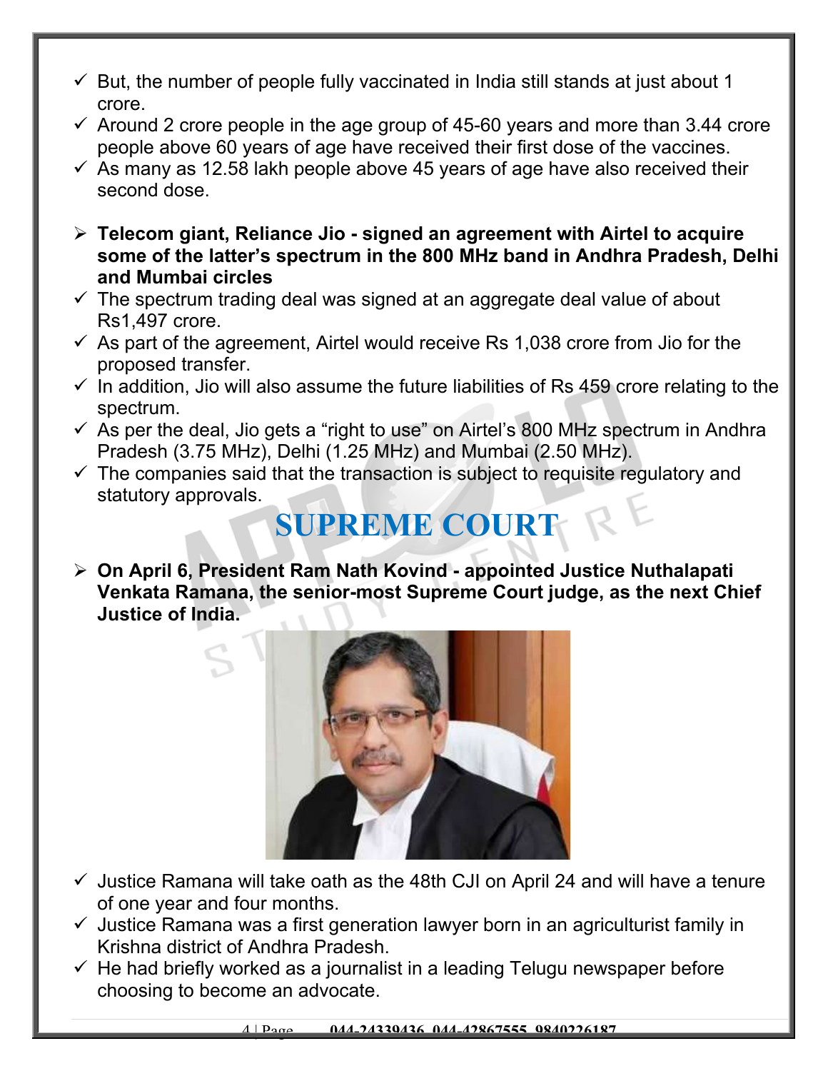- But, the number of people fully vaccinated in India still stands at just about 1 crore.
- Around 2 crore people in the age group of 45-60 years and more than 3.44 crore people above 60 years of age have received their first dose of the vaccines.
- As many as 12.58 lakh people above 45 years of age have also received their second dose.

- **Telecom giant, Reliance Jio - signed an agreement with Airtel to acquire some of the latter's spectrum in the 800 MHz band in Andhra Pradesh, Delhi and Mumbai circles**
  - The spectrum trading deal was signed at an aggregate deal value of about Rs1,497 crore.
  - As part of the agreement, Airtel would receive Rs 1,038 crore from Jio for the proposed transfer.
  - In addition, Jio will also assume the future liabilities of Rs 459 crore relating to the spectrum.
  - As per the deal, Jio gets a "right to use" on Airtel's 800 MHz spectrum in Andhra Pradesh (3.75 MHz), Delhi (1.25 MHz) and Mumbai (2.50 MHz).
  - The companies said that the transaction is subject to requisite regulatory and statutory approvals.

## SUPREME COURT

- **On April 6, President Ram Nath Kovind - appointed Justice Nuthalapati Venkata Ramana, the senior-most Supreme Court judge, as the next Chief Justice of India.**
  - Justice Ramana will take oath as the 48th CJI on April 24 and will have a tenure of one year and four months.
  - Justice Ramana was a first generation lawyer born in an agriculturist family in Krishna district of Andhra Pradesh.
  - He had briefly worked as a journalist in a leading Telugu newspaper before choosing to become an advocate.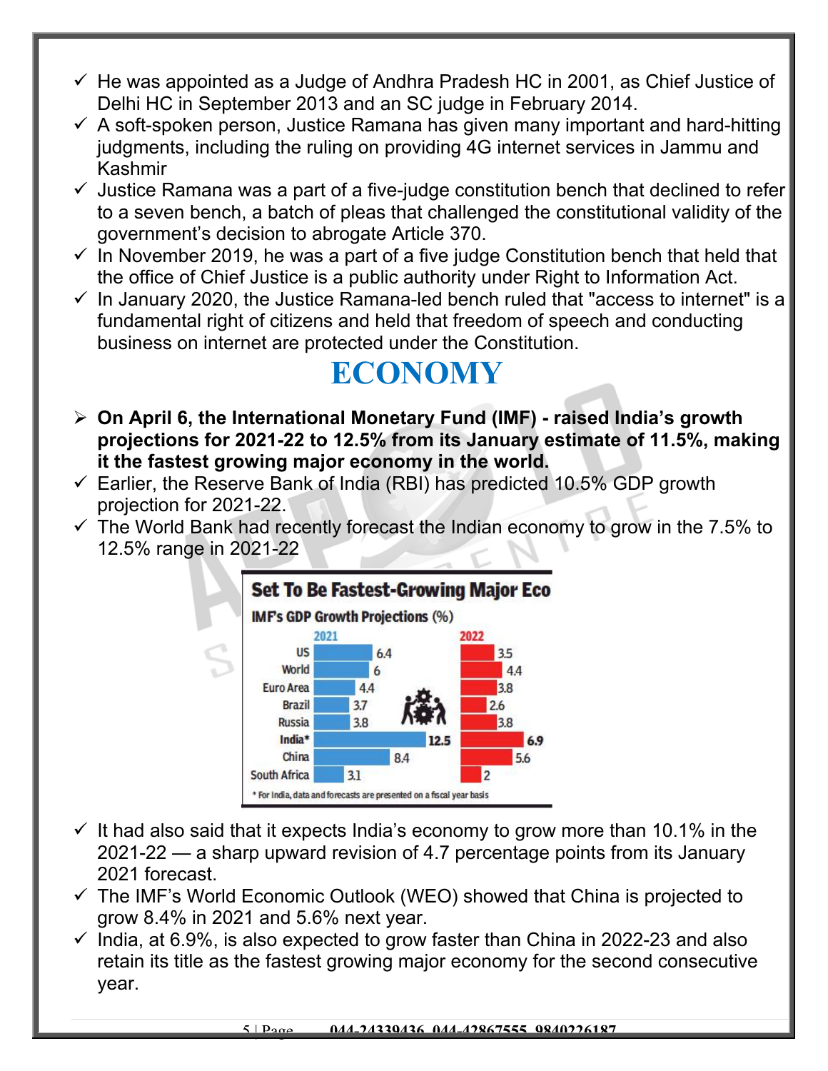- ✓ He was appointed as a Judge of Andhra Pradesh HC in 2001, as Chief Justice of Delhi HC in September 2013 and an SC judge in February 2014.
- ✓ A soft-spoken person, Justice Ramana has given many important and hard-hitting judgments, including the ruling on providing 4G internet services in Jammu and Kashmir
- ✓ Justice Ramana was a part of a five-judge constitution bench that declined to refer to a seven bench, a batch of pleas that challenged the constitutional validity of the government's decision to abrogate Article 370.
- ✓ In November 2019, he was a part of a five judge Constitution bench that held that the office of Chief Justice is a public authority under Right to Information Act.
- ✓ In January 2020, the Justice Ramana-led bench ruled that "access to internet" is a fundamental right of citizens and held that freedom of speech and conducting business on internet are protected under the Constitution.

# ECONOMY

- ➢ **On April 6, the International Monetary Fund (IMF) - raised India's growth projections for 2021-22 to 12.5% from its January estimate of 11.5%, making it the fastest growing major economy in the world.**
- ✓ Earlier, the Reserve Bank of India (RBI) has predicted 10.5% GDP growth projection for 2021-22.
- ✓ The World Bank had recently forecast the Indian economy to grow in the 7.5% to 12.5% range in 2021-22

**Set To Be Fastest-Growing Major Eco**

**IMF's GDP Growth Projections (%)**

| | 2021 | 2022 |
|---|---|---|
| US | 6.4 | 3.5 |
| World | 6 | 4.4 |
| Euro Area | 4.4 | 3.8 |
| Brazil | 3.7 | 2.6 |
| Russia | 3.8 | 3.8 |
| **India*** | **12.5** | **6.9** |
| China | 8.4 | 5.6 |
| South Africa | 3.1 | 2 |

\* For India, data and forecasts are presented on a fiscal year basis

- ✓ It had also said that it expects India's economy to grow more than 10.1% in the 2021-22 — a sharp upward revision of 4.7 percentage points from its January 2021 forecast.
- ✓ The IMF's World Economic Outlook (WEO) showed that China is projected to grow 8.4% in 2021 and 5.6% next year.
- ✓ India, at 6.9%, is also expected to grow faster than China in 2022-23 and also retain its title as the fastest growing major economy for the second consecutive year.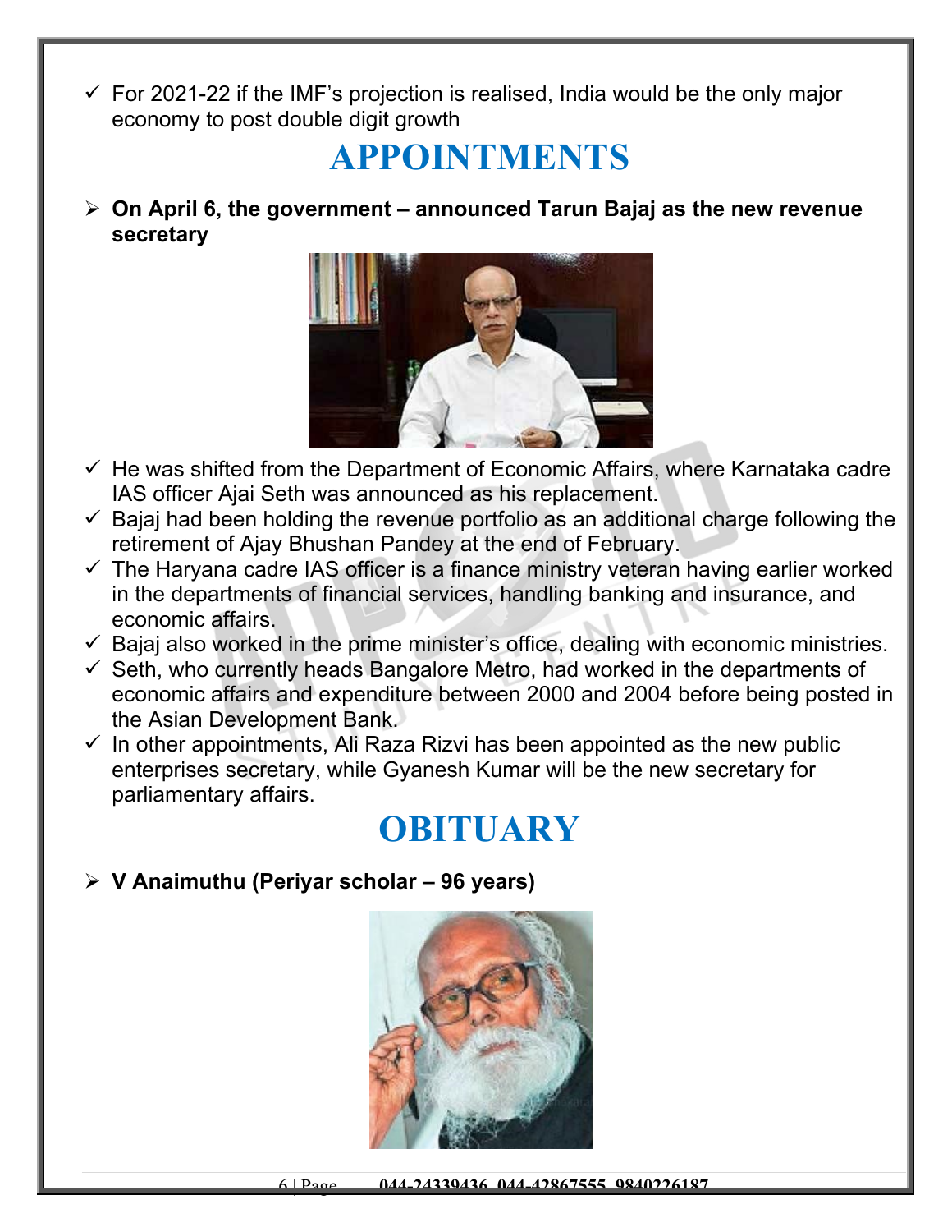- For 2021-22 if the IMF's projection is realised, India would be the only major economy to post double digit growth

# APPOINTMENTS

- **On April 6, the government – announced Tarun Bajaj as the new revenue secretary**

  - He was shifted from the Department of Economic Affairs, where Karnataka cadre IAS officer Ajai Seth was announced as his replacement.
  - Bajaj had been holding the revenue portfolio as an additional charge following the retirement of Ajay Bhushan Pandey at the end of February.
  - The Haryana cadre IAS officer is a finance ministry veteran having earlier worked in the departments of financial services, handling banking and insurance, and economic affairs.
  - Bajaj also worked in the prime minister's office, dealing with economic ministries.
  - Seth, who currently heads Bangalore Metro, had worked in the departments of economic affairs and expenditure between 2000 and 2004 before being posted in the Asian Development Bank.
  - In other appointments, Ali Raza Rizvi has been appointed as the new public enterprises secretary, while Gyanesh Kumar will be the new secretary for parliamentary affairs.

# OBITUARY

- **V Anaimuthu (Periyar scholar – 96 years)**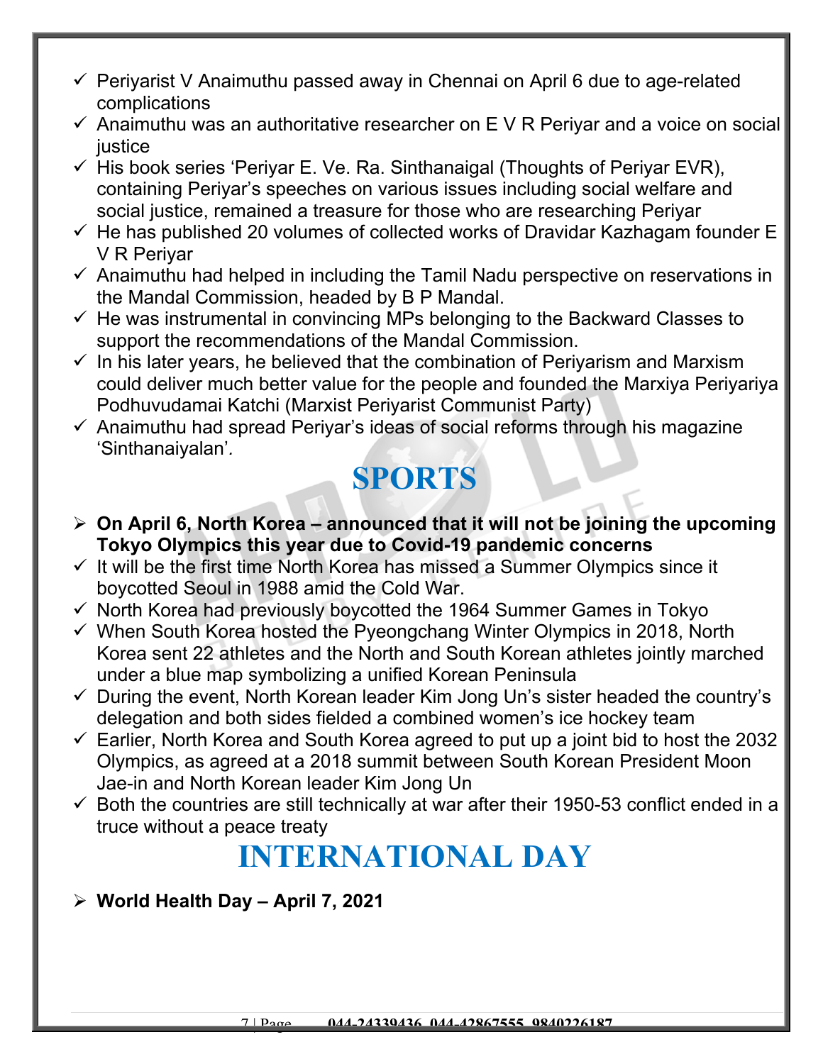- ✓ Periyarist V Anaimuthu passed away in Chennai on April 6 due to age-related complications
- ✓ Anaimuthu was an authoritative researcher on E V R Periyar and a voice on social justice
- ✓ His book series 'Periyar E. Ve. Ra. Sinthanaigal (Thoughts of Periyar EVR), containing Periyar's speeches on various issues including social welfare and social justice, remained a treasure for those who are researching Periyar
- ✓ He has published 20 volumes of collected works of Dravidar Kazhagam founder E V R Periyar
- ✓ Anaimuthu had helped in including the Tamil Nadu perspective on reservations in the Mandal Commission, headed by B P Mandal.
- ✓ He was instrumental in convincing MPs belonging to the Backward Classes to support the recommendations of the Mandal Commission.
- ✓ In his later years, he believed that the combination of Periyarism and Marxism could deliver much better value for the people and founded the Marxiya Periyariya Podhuvudamai Katchi (Marxist Periyarist Communist Party)
- ✓ Anaimuthu had spread Periyar's ideas of social reforms through his magazine 'Sinthanaiyalan'.

# SPORTS

- **On April 6, North Korea – announced that it will not be joining the upcoming Tokyo Olympics this year due to Covid-19 pandemic concerns**
- ✓ It will be the first time North Korea has missed a Summer Olympics since it boycotted Seoul in 1988 amid the Cold War.
- ✓ North Korea had previously boycotted the 1964 Summer Games in Tokyo
- ✓ When South Korea hosted the Pyeongchang Winter Olympics in 2018, North Korea sent 22 athletes and the North and South Korean athletes jointly marched under a blue map symbolizing a unified Korean Peninsula
- ✓ During the event, North Korean leader Kim Jong Un's sister headed the country's delegation and both sides fielded a combined women's ice hockey team
- ✓ Earlier, North Korea and South Korea agreed to put up a joint bid to host the 2032 Olympics, as agreed at a 2018 summit between South Korean President Moon Jae-in and North Korean leader Kim Jong Un
- ✓ Both the countries are still technically at war after their 1950-53 conflict ended in a truce without a peace treaty

# INTERNATIONAL DAY

- **World Health Day – April 7, 2021**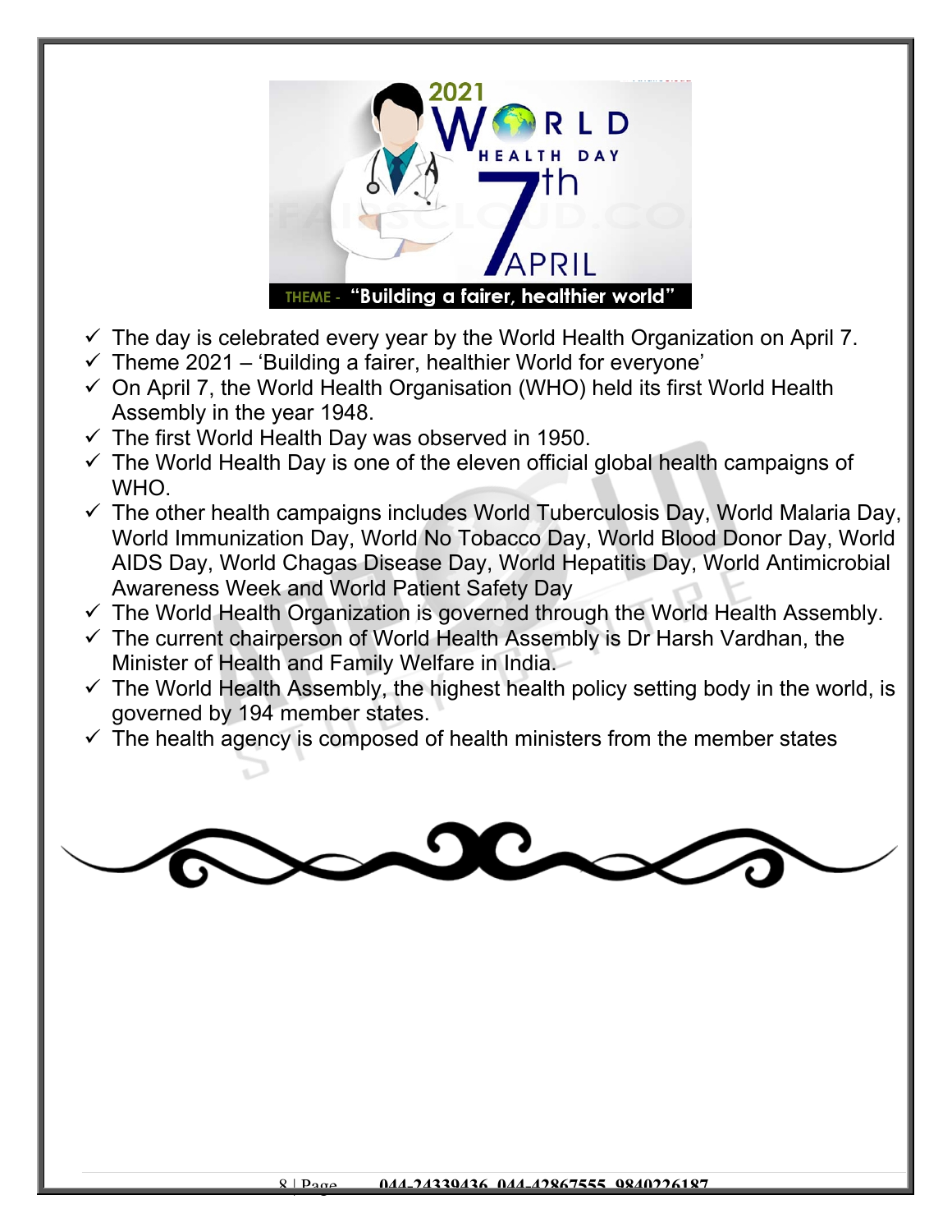2021 WORLD HEALTH DAY 7th APRIL

THEME - "Building a fairer, healthier world"

- ✓ The day is celebrated every year by the World Health Organization on April 7.
- ✓ Theme 2021 – 'Building a fairer, healthier World for everyone'
- ✓ On April 7, the World Health Organisation (WHO) held its first World Health Assembly in the year 1948.
- ✓ The first World Health Day was observed in 1950.
- ✓ The World Health Day is one of the eleven official global health campaigns of WHO.
- ✓ The other health campaigns includes World Tuberculosis Day, World Malaria Day, World Immunization Day, World No Tobacco Day, World Blood Donor Day, World AIDS Day, World Chagas Disease Day, World Hepatitis Day, World Antimicrobial Awareness Week and World Patient Safety Day
- ✓ The World Health Organization is governed through the World Health Assembly.
- ✓ The current chairperson of World Health Assembly is Dr Harsh Vardhan, the Minister of Health and Family Welfare in India.
- ✓ The World Health Assembly, the highest health policy setting body in the world, is governed by 194 member states.
- ✓ The health agency is composed of health ministers from the member states